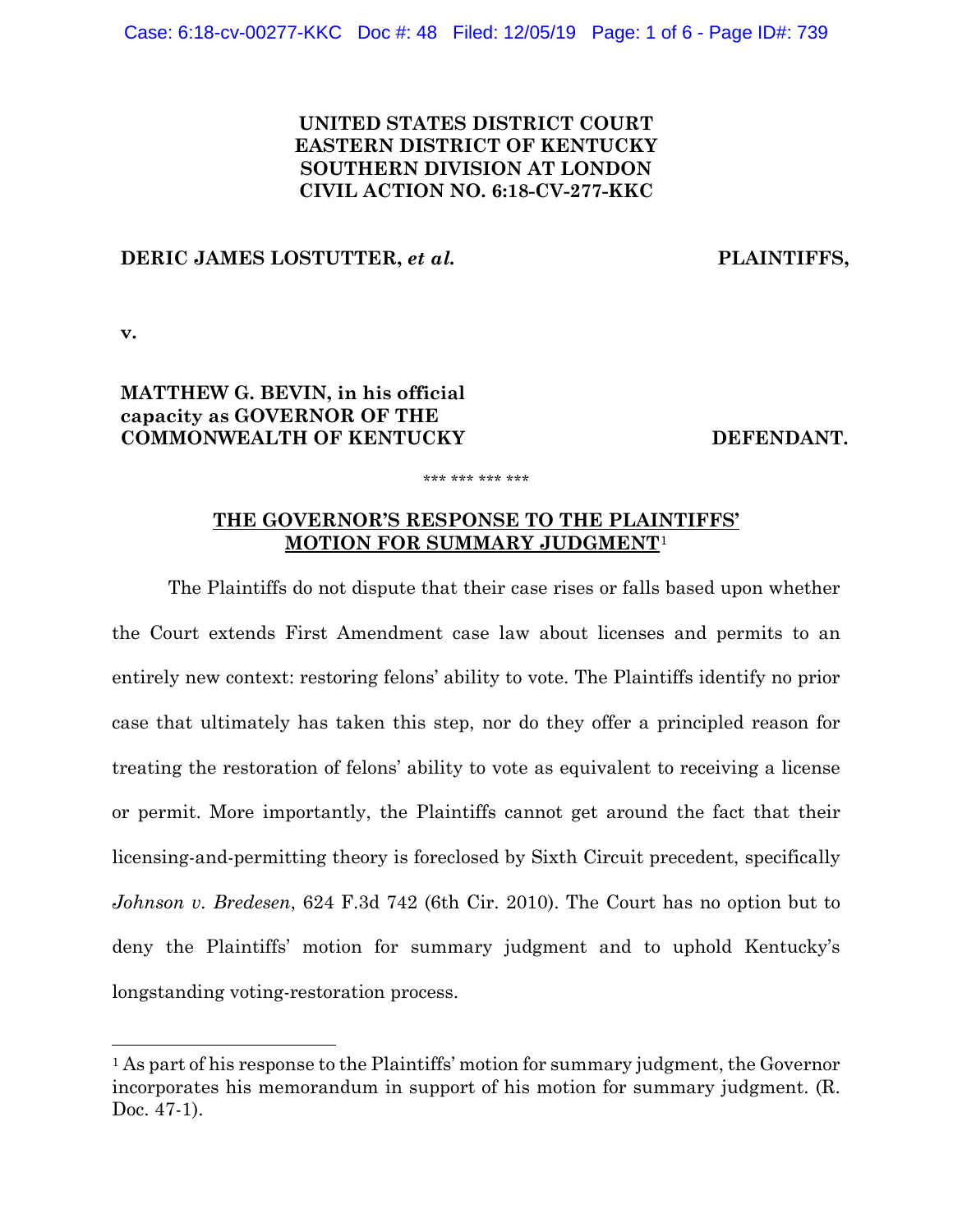**UNITED STATES DISTRICT COURT**
**EASTERN DISTRICT OF KENTUCKY**
**SOUTHERN DIVISION AT LONDON**
**CIVIL ACTION NO. 6:18-CV-277-KKC**

**DERIC JAMES LOSTUTTER,** ***et al.*** **PLAINTIFFS,**

**v.**

**MATTHEW G. BEVIN, in his official capacity as GOVERNOR OF THE COMMONWEALTH OF KENTUCKY** **DEFENDANT.**

\*\*\* \*\*\* \*\*\* \*\*\*

## THE GOVERNOR'S RESPONSE TO THE PLAINTIFFS' MOTION FOR SUMMARY JUDGMENT[1]

The Plaintiffs do not dispute that their case rises or falls based upon whether the Court extends First Amendment case law about licenses and permits to an entirely new context: restoring felons' ability to vote. The Plaintiffs identify no prior case that ultimately has taken this step, nor do they offer a principled reason for treating the restoration of felons' ability to vote as equivalent to receiving a license or permit. More importantly, the Plaintiffs cannot get around the fact that their licensing-and-permitting theory is foreclosed by Sixth Circuit precedent, specifically *Johnson v. Bredesen*, 624 F.3d 742 (6th Cir. 2010). The Court has no option but to deny the Plaintiffs' motion for summary judgment and to uphold Kentucky's longstanding voting-restoration process.

[1] As part of his response to the Plaintiffs' motion for summary judgment, the Governor incorporates his memorandum in support of his motion for summary judgment. (R. Doc. 47-1).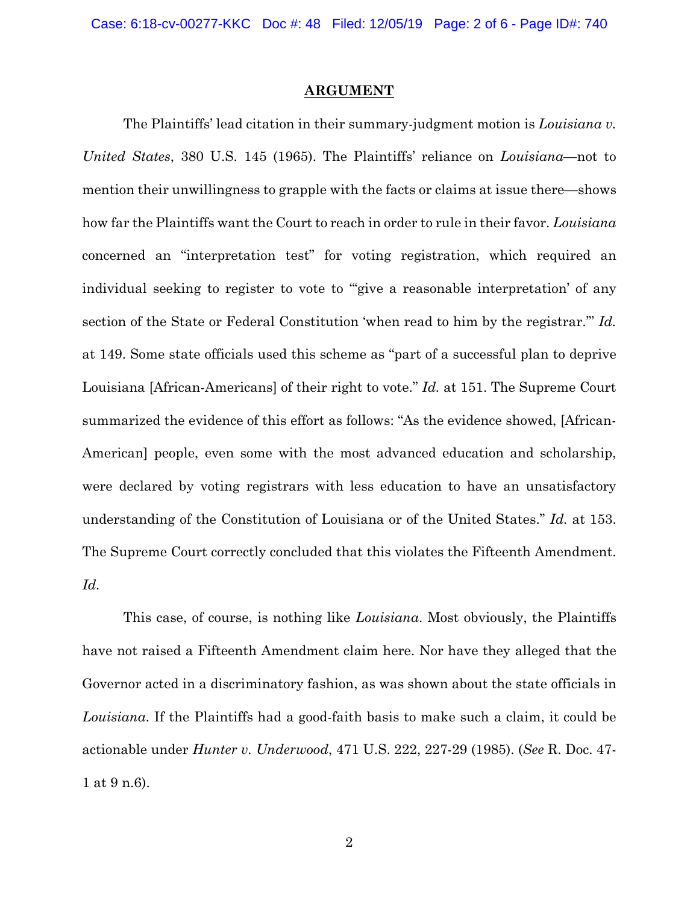## ARGUMENT

The Plaintiffs' lead citation in their summary-judgment motion is *Louisiana v. United States*, 380 U.S. 145 (1965). The Plaintiffs' reliance on *Louisiana*—not to mention their unwillingness to grapple with the facts or claims at issue there—shows how far the Plaintiffs want the Court to reach in order to rule in their favor. *Louisiana* concerned an "interpretation test" for voting registration, which required an individual seeking to register to vote to "'give a reasonable interpretation' of any section of the State or Federal Constitution 'when read to him by the registrar.'" *Id.* at 149. Some state officials used this scheme as "part of a successful plan to deprive Louisiana [African-Americans] of their right to vote." *Id.* at 151. The Supreme Court summarized the evidence of this effort as follows: "As the evidence showed, [African-American] people, even some with the most advanced education and scholarship, were declared by voting registrars with less education to have an unsatisfactory understanding of the Constitution of Louisiana or of the United States." *Id.* at 153. The Supreme Court correctly concluded that this violates the Fifteenth Amendment. *Id.*

This case, of course, is nothing like *Louisiana*. Most obviously, the Plaintiffs have not raised a Fifteenth Amendment claim here. Nor have they alleged that the Governor acted in a discriminatory fashion, as was shown about the state officials in *Louisiana*. If the Plaintiffs had a good-faith basis to make such a claim, it could be actionable under *Hunter v. Underwood*, 471 U.S. 222, 227-29 (1985). (*See* R. Doc. 47-1 at 9 n.6).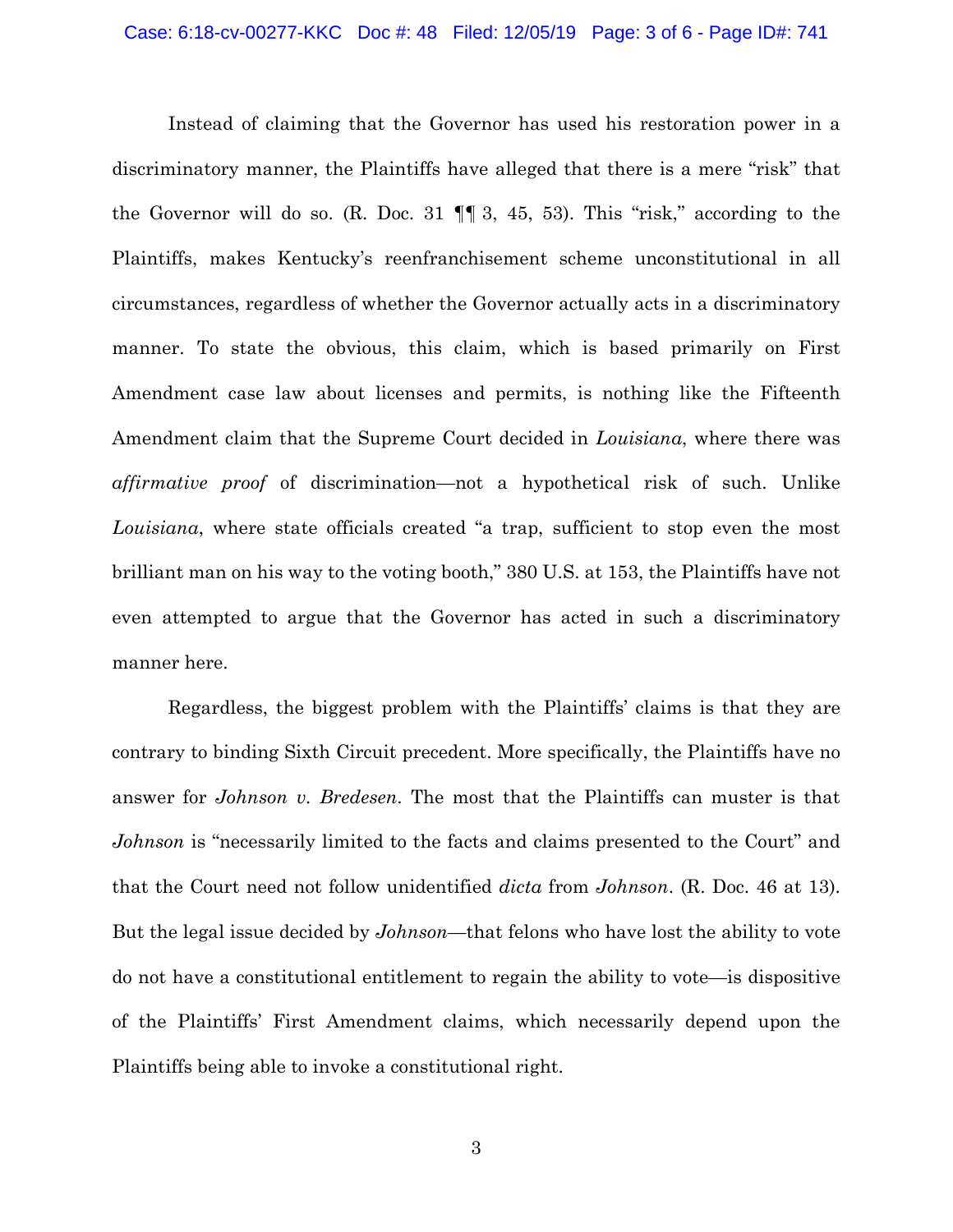Instead of claiming that the Governor has used his restoration power in a discriminatory manner, the Plaintiffs have alleged that there is a mere "risk" that the Governor will do so. (R. Doc. 31 ¶¶ 3, 45, 53). This "risk," according to the Plaintiffs, makes Kentucky's reenfranchisement scheme unconstitutional in all circumstances, regardless of whether the Governor actually acts in a discriminatory manner. To state the obvious, this claim, which is based primarily on First Amendment case law about licenses and permits, is nothing like the Fifteenth Amendment claim that the Supreme Court decided in *Louisiana*, where there was *affirmative proof* of discrimination—not a hypothetical risk of such. Unlike *Louisiana*, where state officials created "a trap, sufficient to stop even the most brilliant man on his way to the voting booth," 380 U.S. at 153, the Plaintiffs have not even attempted to argue that the Governor has acted in such a discriminatory manner here.

Regardless, the biggest problem with the Plaintiffs' claims is that they are contrary to binding Sixth Circuit precedent. More specifically, the Plaintiffs have no answer for *Johnson v. Bredesen*. The most that the Plaintiffs can muster is that *Johnson* is "necessarily limited to the facts and claims presented to the Court" and that the Court need not follow unidentified *dicta* from *Johnson*. (R. Doc. 46 at 13). But the legal issue decided by *Johnson*—that felons who have lost the ability to vote do not have a constitutional entitlement to regain the ability to vote—is dispositive of the Plaintiffs' First Amendment claims, which necessarily depend upon the Plaintiffs being able to invoke a constitutional right.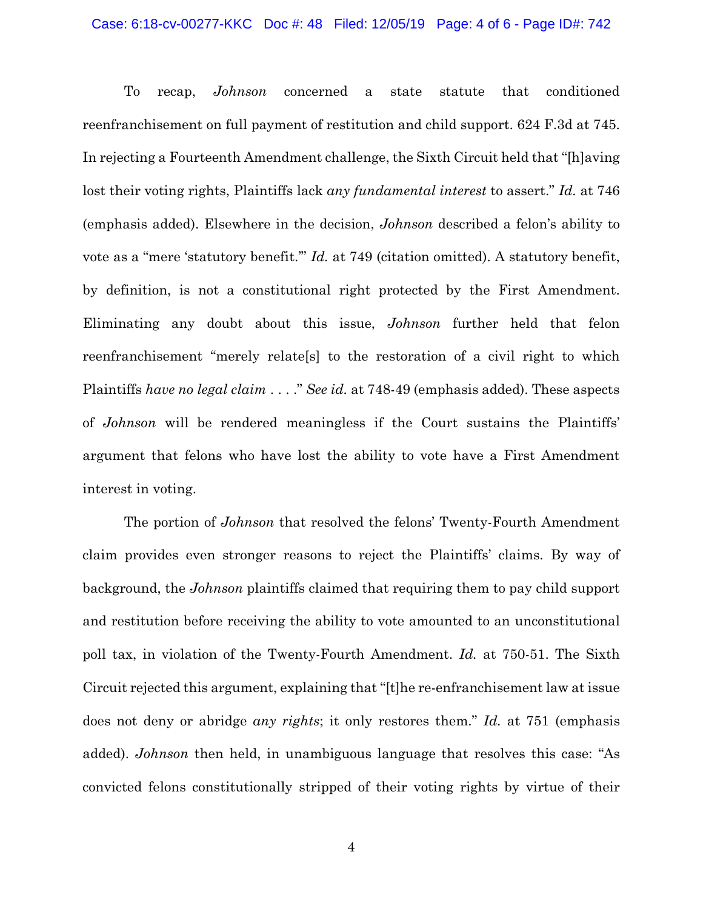To recap, *Johnson* concerned a state statute that conditioned reenfranchisement on full payment of restitution and child support. 624 F.3d at 745. In rejecting a Fourteenth Amendment challenge, the Sixth Circuit held that "[h]aving lost their voting rights, Plaintiffs lack *any fundamental interest* to assert." *Id.* at 746 (emphasis added). Elsewhere in the decision, *Johnson* described a felon's ability to vote as a "mere 'statutory benefit.'" *Id.* at 749 (citation omitted). A statutory benefit, by definition, is not a constitutional right protected by the First Amendment. Eliminating any doubt about this issue, *Johnson* further held that felon reenfranchisement "merely relate[s] to the restoration of a civil right to which Plaintiffs *have no legal claim* . . . ." *See id.* at 748-49 (emphasis added). These aspects of *Johnson* will be rendered meaningless if the Court sustains the Plaintiffs' argument that felons who have lost the ability to vote have a First Amendment interest in voting.

The portion of *Johnson* that resolved the felons' Twenty-Fourth Amendment claim provides even stronger reasons to reject the Plaintiffs' claims. By way of background, the *Johnson* plaintiffs claimed that requiring them to pay child support and restitution before receiving the ability to vote amounted to an unconstitutional poll tax, in violation of the Twenty-Fourth Amendment. *Id.* at 750-51. The Sixth Circuit rejected this argument, explaining that "[t]he re-enfranchisement law at issue does not deny or abridge *any rights*; it only restores them." *Id.* at 751 (emphasis added). *Johnson* then held, in unambiguous language that resolves this case: "As convicted felons constitutionally stripped of their voting rights by virtue of their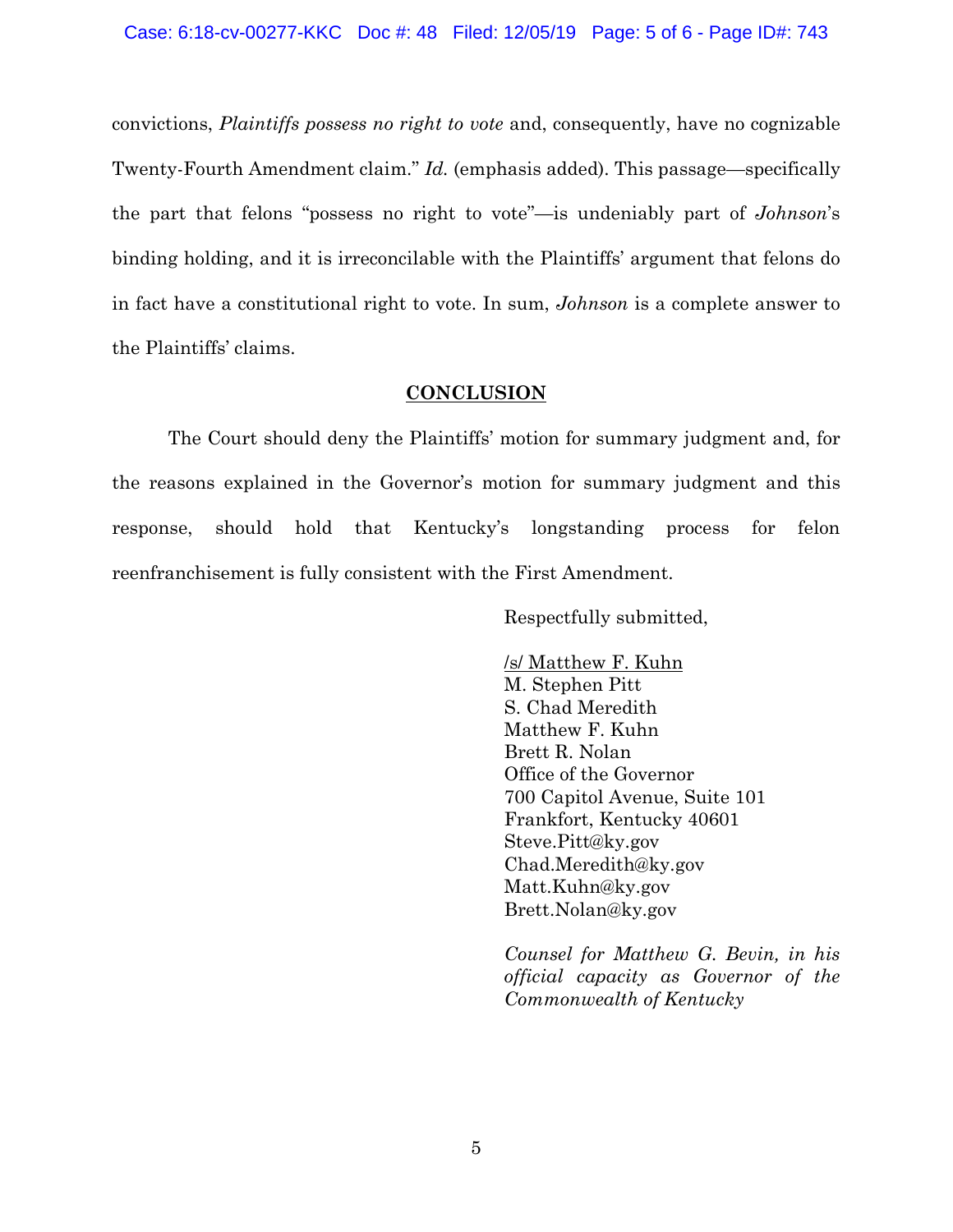convictions, *Plaintiffs possess no right to vote* and, consequently, have no cognizable Twenty-Fourth Amendment claim." *Id.* (emphasis added). This passage—specifically the part that felons "possess no right to vote"—is undeniably part of *Johnson*'s binding holding, and it is irreconcilable with the Plaintiffs' argument that felons do in fact have a constitutional right to vote. In sum, *Johnson* is a complete answer to the Plaintiffs' claims.

## CONCLUSION

The Court should deny the Plaintiffs' motion for summary judgment and, for the reasons explained in the Governor's motion for summary judgment and this response, should hold that Kentucky's longstanding process for felon reenfranchisement is fully consistent with the First Amendment.

Respectfully submitted,

/s/ Matthew F. Kuhn
M. Stephen Pitt
S. Chad Meredith
Matthew F. Kuhn
Brett R. Nolan
Office of the Governor
700 Capitol Avenue, Suite 101
Frankfort, Kentucky 40601
Steve.Pitt@ky.gov
Chad.Meredith@ky.gov
Matt.Kuhn@ky.gov
Brett.Nolan@ky.gov

*Counsel for Matthew G. Bevin, in his official capacity as Governor of the Commonwealth of Kentucky*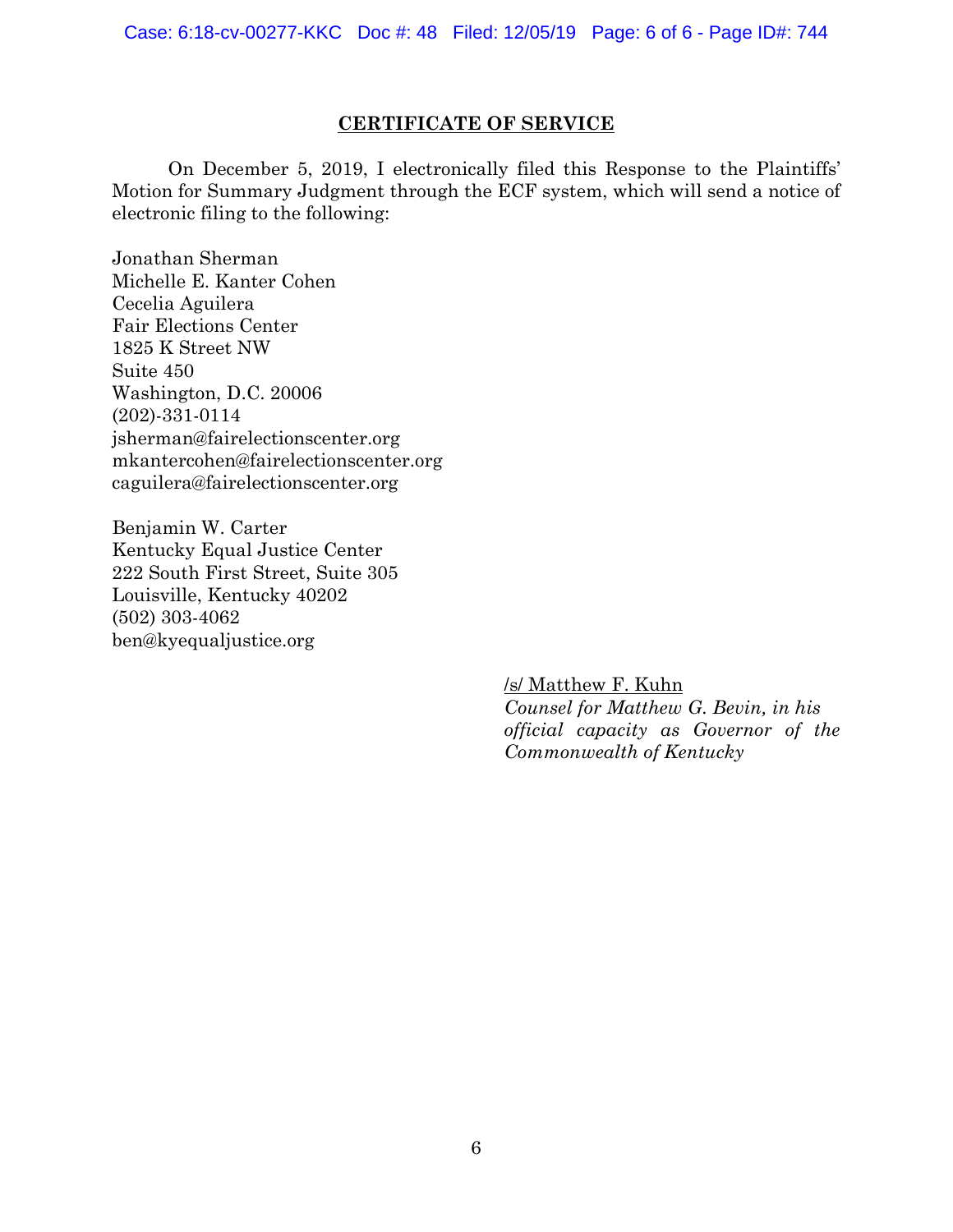## CERTIFICATE OF SERVICE

On December 5, 2019, I electronically filed this Response to the Plaintiffs' Motion for Summary Judgment through the ECF system, which will send a notice of electronic filing to the following:

Jonathan Sherman
Michelle E. Kanter Cohen
Cecelia Aguilera
Fair Elections Center
1825 K Street NW
Suite 450
Washington, D.C. 20006
(202)-331-0114
jsherman@fairelectionscenter.org
mkantercohen@fairelectionscenter.org
caguilera@fairelectionscenter.org

Benjamin W. Carter
Kentucky Equal Justice Center
222 South First Street, Suite 305
Louisville, Kentucky 40202
(502) 303-4062
ben@kyequaljustice.org

/s/ Matthew F. Kuhn
*Counsel for Matthew G. Bevin, in his official capacity as Governor of the Commonwealth of Kentucky*